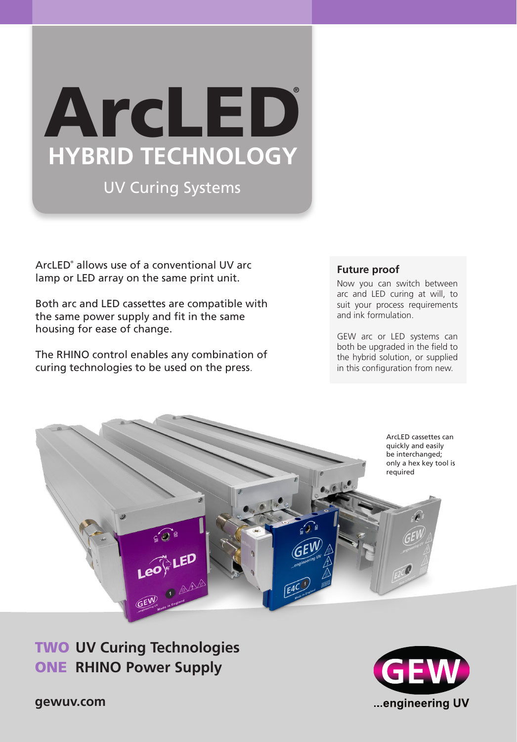# ArcLED®

## HYBRID TECHNOLOGY

UV Curing Systems

ArcLED® allows use of a conventional UV arc lamp or LED array on the same print unit.

Both arc and LED cassettes are compatible with the same power supply and fit in the same housing for ease of change.

The RHINO control enables any combination of curing technologies to be used on the press.

### Future proof

Now you can switch between arc and LED curing at will, to suit your process requirements and ink formulation.

GEW arc or LED systems can both be upgraded in the field to the hybrid solution, or supplied in this configuration from new.

ArcLED cassettes can quickly and easily be interchanged; only a hex key tool is required

**TWO UV Curing Technologies**
**ONE RHINO Power Supply**

**gewuv.com**

GEW ...engineering UV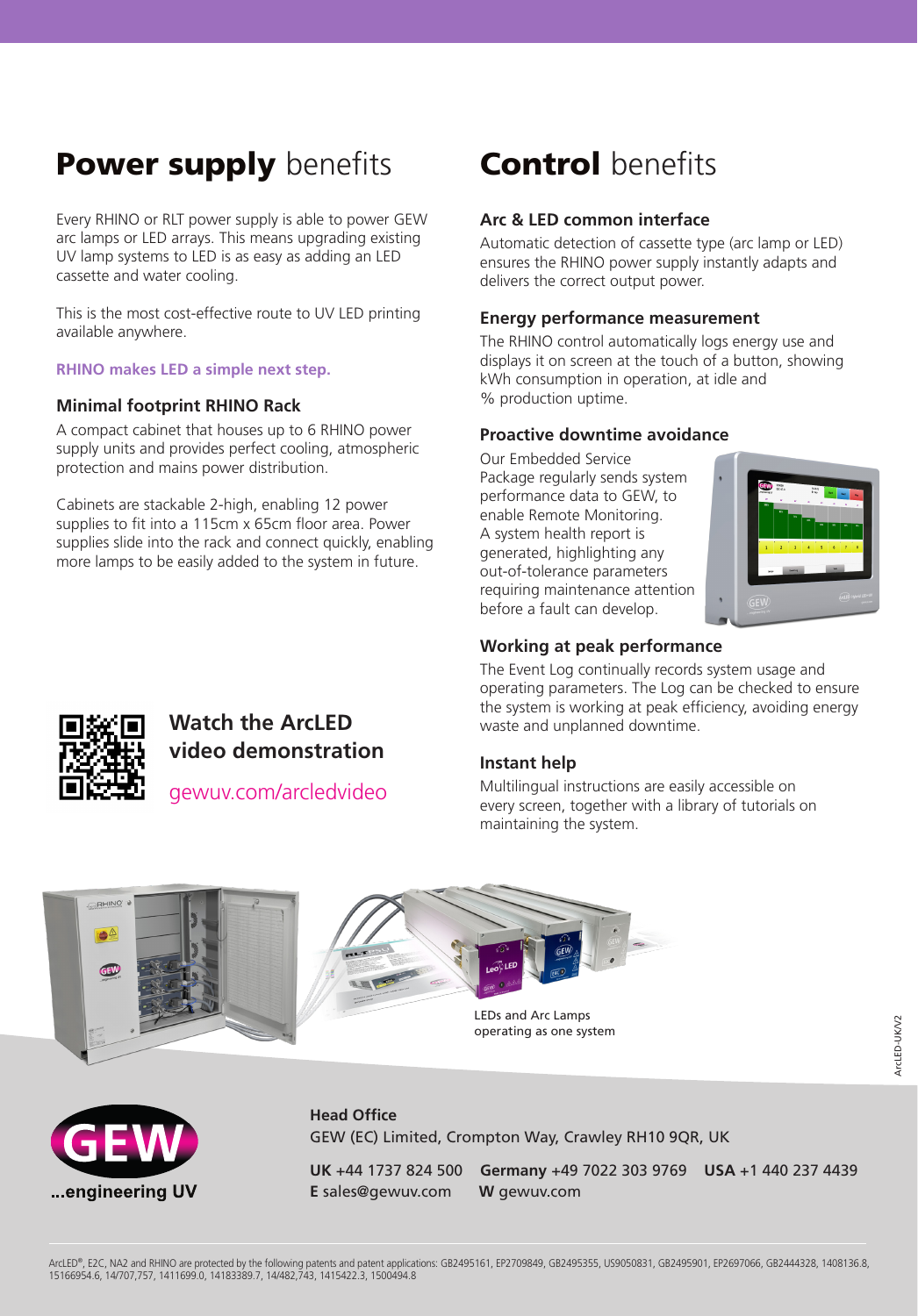# **Power supply** benefits

Every RHINO or RLT power supply is able to power GEW arc lamps or LED arrays. This means upgrading existing UV lamp systems to LED is as easy as adding an LED cassette and water cooling.

This is the most cost-effective route to UV LED printing available anywhere.

**RHINO makes LED a simple next step.**

### Minimal footprint RHINO Rack

A compact cabinet that houses up to 6 RHINO power supply units and provides perfect cooling, atmospheric protection and mains power distribution.

Cabinets are stackable 2-high, enabling 12 power supplies to fit into a 115cm x 65cm floor area. Power supplies slide into the rack and connect quickly, enabling more lamps to be easily added to the system in future.

## Watch the ArcLED video demonstration

gewuv.com/arcledvideo

# **Control** benefits

### Arc & LED common interface

Automatic detection of cassette type (arc lamp or LED) ensures the RHINO power supply instantly adapts and delivers the correct output power.

### Energy performance measurement

The RHINO control automatically logs energy use and displays it on screen at the touch of a button, showing kWh consumption in operation, at idle and % production uptime.

### Proactive downtime avoidance

Our Embedded Service Package regularly sends system performance data to GEW, to enable Remote Monitoring. A system health report is generated, highlighting any out-of-tolerance parameters requiring maintenance attention before a fault can develop.

### Working at peak performance

The Event Log continually records system usage and operating parameters. The Log can be checked to ensure the system is working at peak efficiency, avoiding energy waste and unplanned downtime.

### Instant help

Multilingual instructions are easily accessible on every screen, together with a library of tutorials on maintaining the system.

LEDs and Arc Lamps operating as one system

ArcLED-UK/V2

GEW ...engineering UV

**Head Office**
GEW (EC) Limited, Crompton Way, Crawley RH10 9QR, UK

**UK** +44 1737 824 500 **Germany** +49 7022 303 9769 **USA** +1 440 237 4439
**E** sales@gewuv.com **W** gewuv.com

ArcLED®, E2C, NA2 and RHINO are protected by the following patents and patent applications: GB2495161, EP2709849, GB2495355, US9050831, GB2495901, EP2697066, GB2444328, 1408136.8, 15166954.6, 14/707,757, 1411699.0, 14183389.7, 14/482,743, 1415422.3, 1500494.8